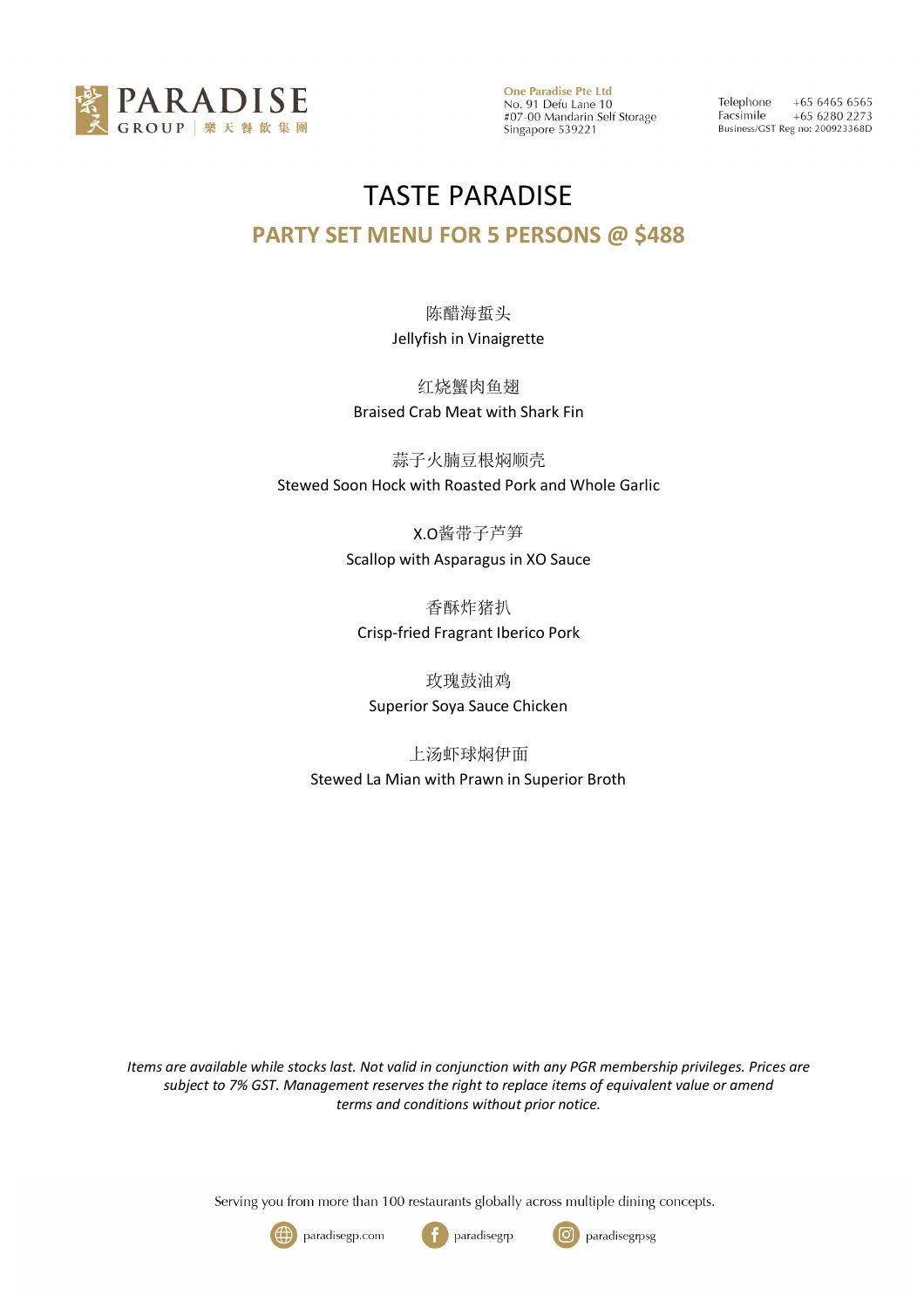# TASTE PARADISE

## PARTY SET MENU FOR 5 PERSONS @ $488

陈醋海蜇头
Jellyfish in Vinaigrette

红烧蟹肉鱼翅
Braised Crab Meat with Shark Fin

蒜子火腩豆根焖顺壳
Stewed Soon Hock with Roasted Pork and Whole Garlic

X.O酱带子芦笋
Scallop with Asparagus in XO Sauce

香酥炸猪扒
Crisp-fried Fragrant Iberico Pork

玫瑰豉油鸡
Superior Soya Sauce Chicken

上汤虾球焖伊面
Stewed La Mian with Prawn in Superior Broth

*Items are available while stocks last. Not valid in conjunction with any PGR membership privileges. Prices are subject to 7% GST. Management reserves the right to replace items of equivalent value or amend terms and conditions without prior notice.*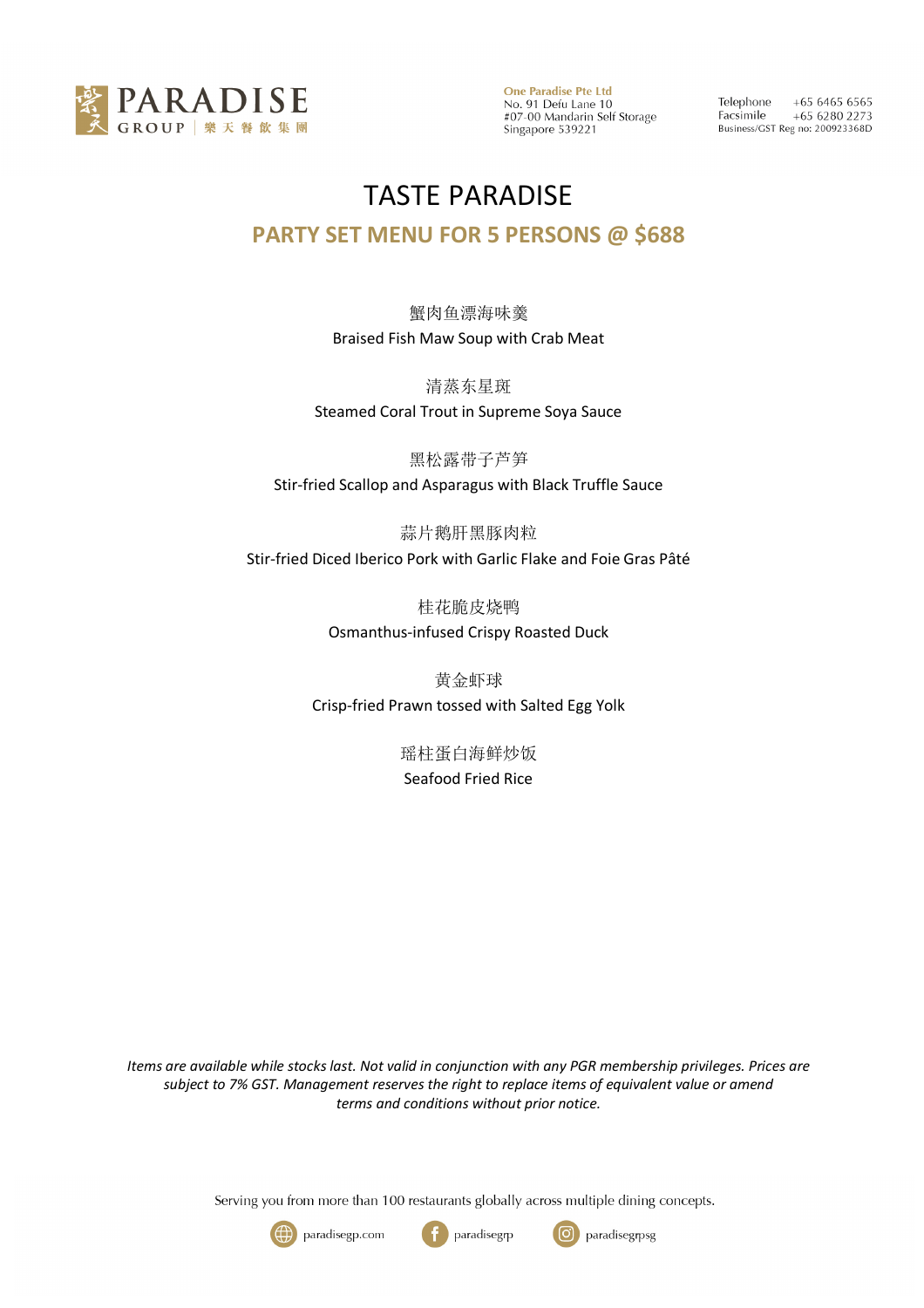# TASTE PARADISE

## PARTY SET MENU FOR 5 PERSONS @ $688

蟹肉鱼漂海味羹
Braised Fish Maw Soup with Crab Meat

清蒸东星斑
Steamed Coral Trout in Supreme Soya Sauce

黑松露带子芦笋
Stir-fried Scallop and Asparagus with Black Truffle Sauce

蒜片鹅肝黑豚肉粒
Stir-fried Diced Iberico Pork with Garlic Flake and Foie Gras Pâté

桂花脆皮烧鸭
Osmanthus-infused Crispy Roasted Duck

黄金虾球
Crisp-fried Prawn tossed with Salted Egg Yolk

瑶柱蛋白海鲜炒饭
Seafood Fried Rice

*Items are available while stocks last. Not valid in conjunction with any PGR membership privileges. Prices are subject to 7% GST. Management reserves the right to replace items of equivalent value or amend terms and conditions without prior notice.*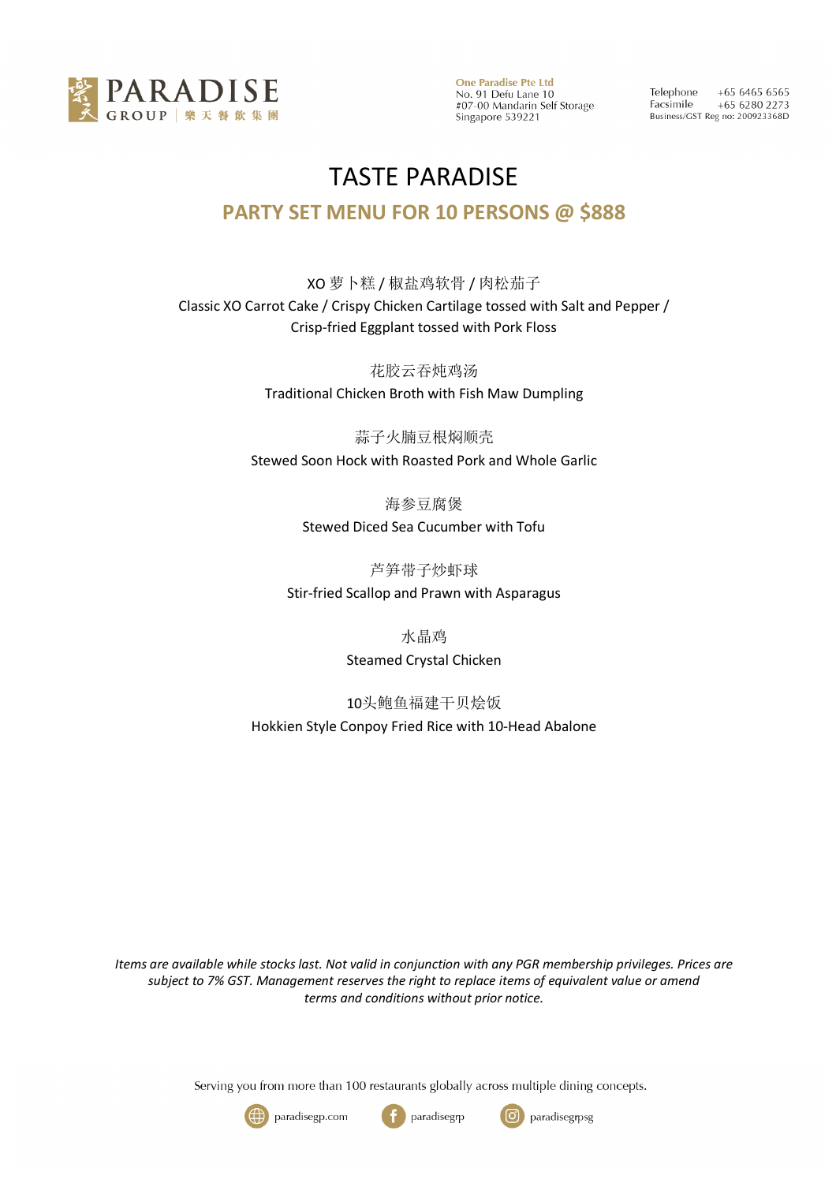PARADISE GROUP | 樂天餐飲集團

**One Paradise Pte Ltd**
No. 91 Defu Lane 10
#07-00 Mandarin Self Storage
Singapore 539221

Telephone +65 6465 6565
Facsimile +65 6280 2273
Business/GST Reg no: 200923368D

# TASTE PARADISE

## PARTY SET MENU FOR 10 PERSONS @ $888

XO 萝卜糕 / 椒盐鸡软骨 / 肉松茄子
Classic XO Carrot Cake / Crispy Chicken Cartilage tossed with Salt and Pepper /
Crisp-fried Eggplant tossed with Pork Floss

花胶云吞炖鸡汤
Traditional Chicken Broth with Fish Maw Dumpling

蒜子火腩豆根焖顺壳
Stewed Soon Hock with Roasted Pork and Whole Garlic

海参豆腐煲
Stewed Diced Sea Cucumber with Tofu

芦笋带子炒虾球
Stir-fried Scallop and Prawn with Asparagus

水晶鸡
Steamed Crystal Chicken

10头鲍鱼福建干贝烩饭
Hokkien Style Conpoy Fried Rice with 10-Head Abalone

*Items are available while stocks last. Not valid in conjunction with any PGR membership privileges. Prices are subject to 7% GST. Management reserves the right to replace items of equivalent value or amend terms and conditions without prior notice.*

Serving you from more than 100 restaurants globally across multiple dining concepts.

paradisegp.com paradisegrp paradisegrpsg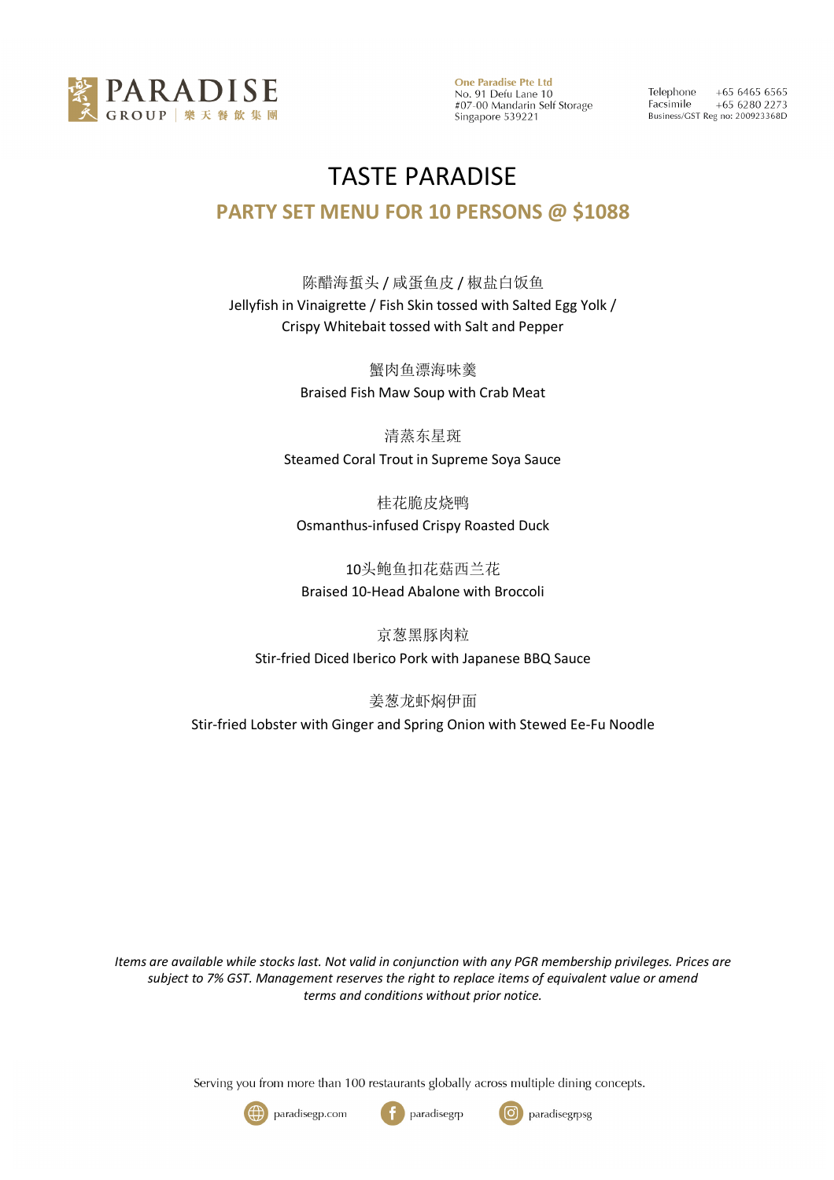PARADISE GROUP 樂天餐飲集團

**One Paradise Pte Ltd**
No. 91 Defu Lane 10
#07-00 Mandarin Self Storage
Singapore 539221

Telephone +65 6465 6565
Facsimile +65 6280 2273
Business/GST Reg no: 200923368D

# TASTE PARADISE

## PARTY SET MENU FOR 10 PERSONS @ $1088

陈醋海蜇头 / 咸蛋鱼皮 / 椒盐白饭鱼
Jellyfish in Vinaigrette / Fish Skin tossed with Salted Egg Yolk /
Crispy Whitebait tossed with Salt and Pepper

蟹肉鱼漂海味羹
Braised Fish Maw Soup with Crab Meat

清蒸东星斑
Steamed Coral Trout in Supreme Soya Sauce

桂花脆皮烧鸭
Osmanthus-infused Crispy Roasted Duck

10头鲍鱼扣花菇西兰花
Braised 10-Head Abalone with Broccoli

京葱黑豚肉粒
Stir-fried Diced Iberico Pork with Japanese BBQ Sauce

姜葱龙虾焖伊面
Stir-fried Lobster with Ginger and Spring Onion with Stewed Ee-Fu Noodle

*Items are available while stocks last. Not valid in conjunction with any PGR membership privileges. Prices are subject to 7% GST. Management reserves the right to replace items of equivalent value or amend terms and conditions without prior notice.*

Serving you from more than 100 restaurants globally across multiple dining concepts.

paradisegp.com | paradisegrp | paradisegrpsg